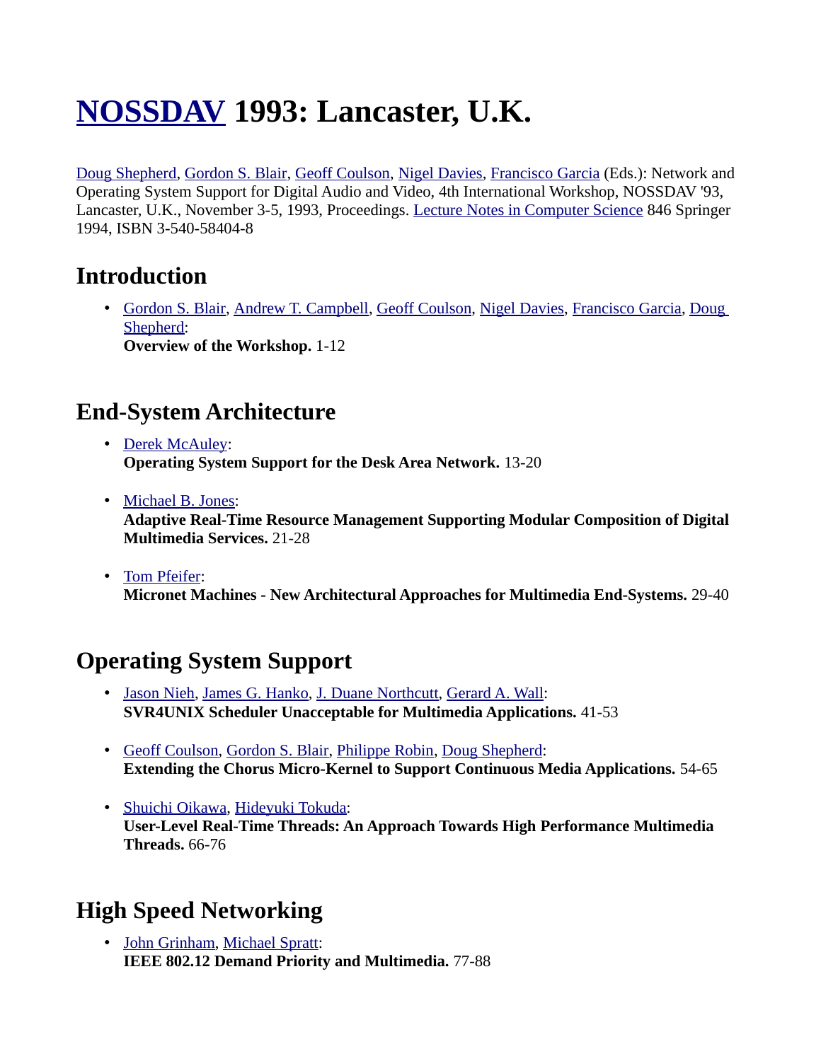# [NOSSDAV](#) 1993: Lancaster, U.K.

[Doug Shepherd](#), [Gordon S. Blair](#), [Geoff Coulson](#), [Nigel Davies](#), [Francisco Garcia](#) (Eds.): Network and Operating System Support for Digital Audio and Video, 4th International Workshop, NOSSDAV '93, Lancaster, U.K., November 3-5, 1993, Proceedings. [Lecture Notes in Computer Science](#) 846 Springer 1994, ISBN 3-540-58404-8

## Introduction

- [Gordon S. Blair](#), [Andrew T. Campbell](#), [Geoff Coulson](#), [Nigel Davies](#), [Francisco Garcia](#), [Doug Shepherd](#):
  **Overview of the Workshop.** 1-12

## End-System Architecture

- [Derek McAuley](#):
  **Operating System Support for the Desk Area Network.** 13-20

- [Michael B. Jones](#):
  **Adaptive Real-Time Resource Management Supporting Modular Composition of Digital Multimedia Services.** 21-28

- [Tom Pfeifer](#):
  **Micronet Machines - New Architectural Approaches for Multimedia End-Systems.** 29-40

## Operating System Support

- [Jason Nieh](#), [James G. Hanko](#), [J. Duane Northcutt](#), [Gerard A. Wall](#):
  **SVR4UNIX Scheduler Unacceptable for Multimedia Applications.** 41-53

- [Geoff Coulson](#), [Gordon S. Blair](#), [Philippe Robin](#), [Doug Shepherd](#):
  **Extending the Chorus Micro-Kernel to Support Continuous Media Applications.** 54-65

- [Shuichi Oikawa](#), [Hideyuki Tokuda](#):
  **User-Level Real-Time Threads: An Approach Towards High Performance Multimedia Threads.** 66-76

## High Speed Networking

- [John Grinham](#), [Michael Spratt](#):
  **IEEE 802.12 Demand Priority and Multimedia.** 77-88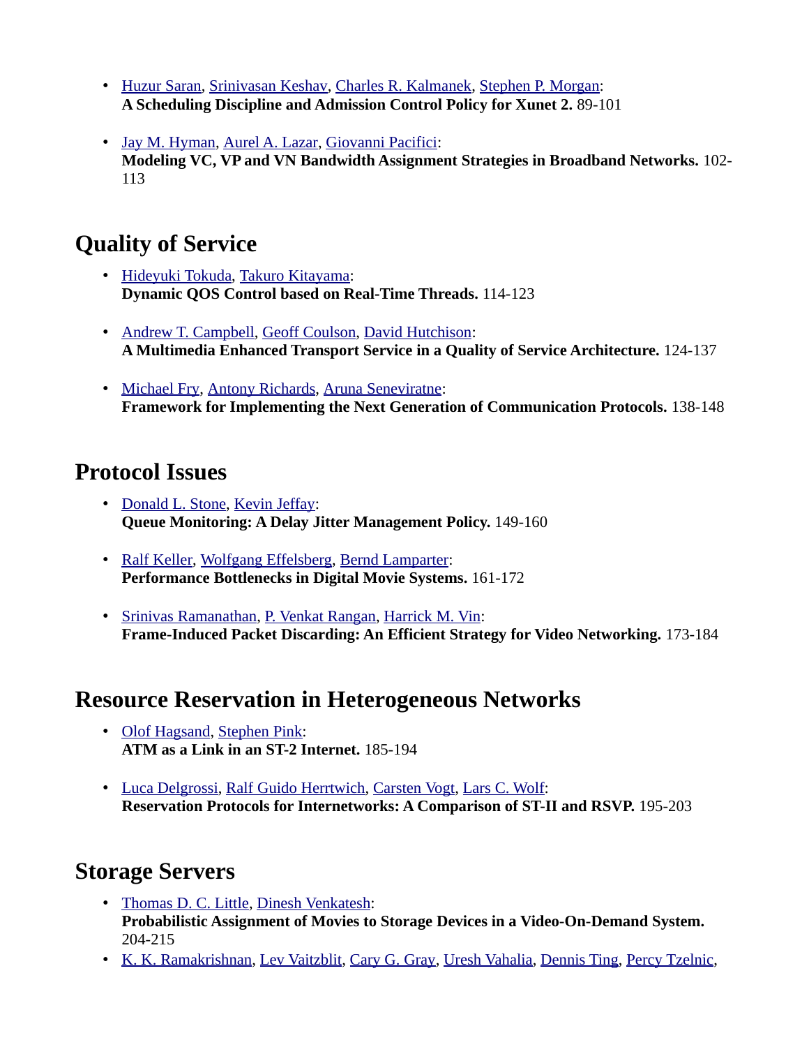- Huzur Saran, Srinivasan Keshav, Charles R. Kalmanek, Stephen P. Morgan:
  **A Scheduling Discipline and Admission Control Policy for Xunet 2.** 89-101

- Jay M. Hyman, Aurel A. Lazar, Giovanni Pacifici:
  **Modeling VC, VP and VN Bandwidth Assignment Strategies in Broadband Networks.** 102-113

## Quality of Service

- Hideyuki Tokuda, Takuro Kitayama:
  **Dynamic QOS Control based on Real-Time Threads.** 114-123

- Andrew T. Campbell, Geoff Coulson, David Hutchison:
  **A Multimedia Enhanced Transport Service in a Quality of Service Architecture.** 124-137

- Michael Fry, Antony Richards, Aruna Seneviratne:
  **Framework for Implementing the Next Generation of Communication Protocols.** 138-148

## Protocol Issues

- Donald L. Stone, Kevin Jeffay:
  **Queue Monitoring: A Delay Jitter Management Policy.** 149-160

- Ralf Keller, Wolfgang Effelsberg, Bernd Lamparter:
  **Performance Bottlenecks in Digital Movie Systems.** 161-172

- Srinivas Ramanathan, P. Venkat Rangan, Harrick M. Vin:
  **Frame-Induced Packet Discarding: An Efficient Strategy for Video Networking.** 173-184

## Resource Reservation in Heterogeneous Networks

- Olof Hagsand, Stephen Pink:
  **ATM as a Link in an ST-2 Internet.** 185-194

- Luca Delgrossi, Ralf Guido Herrtwich, Carsten Vogt, Lars C. Wolf:
  **Reservation Protocols for Internetworks: A Comparison of ST-II and RSVP.** 195-203

## Storage Servers

- Thomas D. C. Little, Dinesh Venkatesh:
  **Probabilistic Assignment of Movies to Storage Devices in a Video-On-Demand System.** 204-215
- K. K. Ramakrishnan, Lev Vaitzblit, Cary G. Gray, Uresh Vahalia, Dennis Ting, Percy Tzelnic,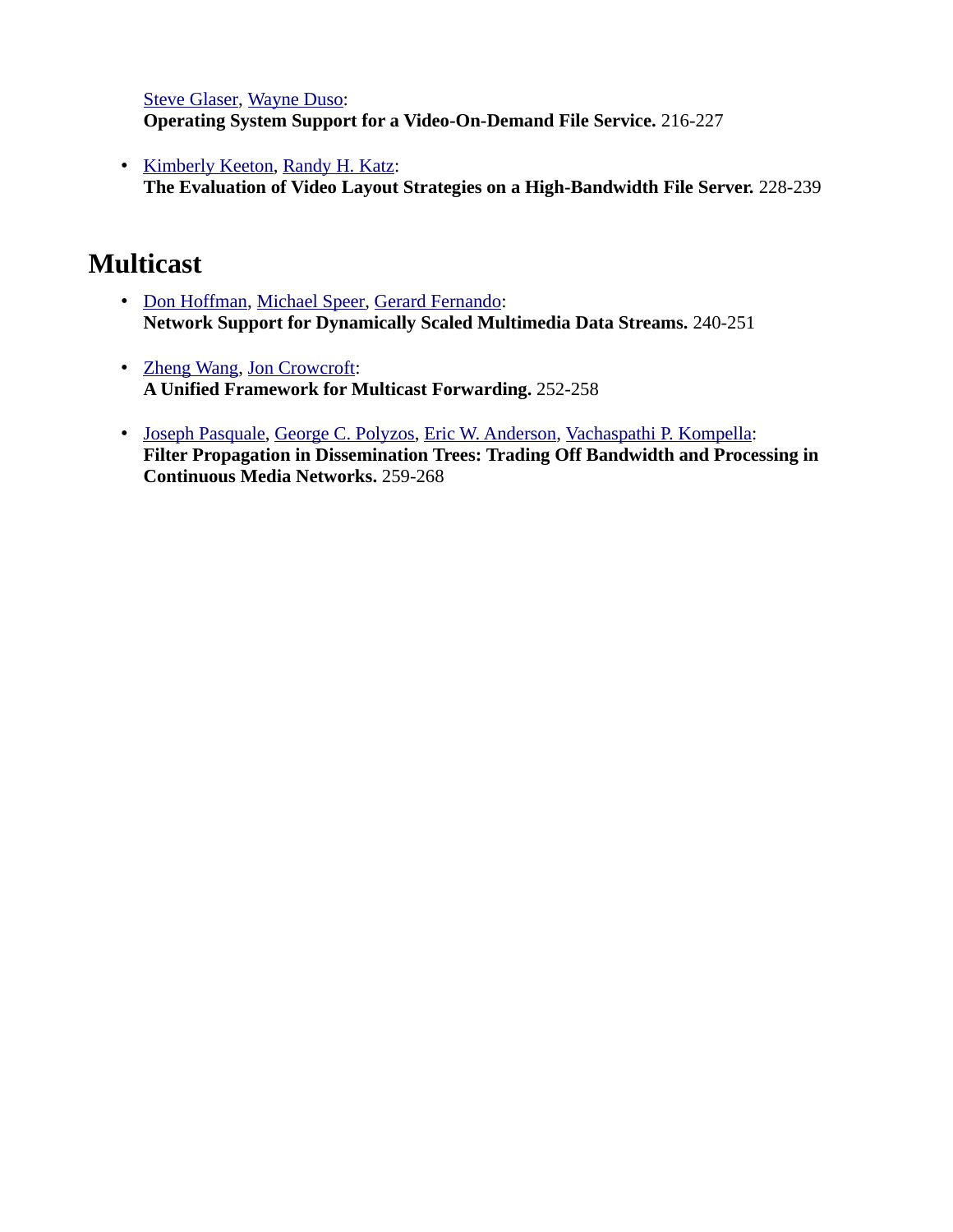Steve Glaser, Wayne Duso:
**Operating System Support for a Video-On-Demand File Service.** 216-227

- Kimberly Keeton, Randy H. Katz:
**The Evaluation of Video Layout Strategies on a High-Bandwidth File Server.** 228-239

## Multicast

- Don Hoffman, Michael Speer, Gerard Fernando:
**Network Support for Dynamically Scaled Multimedia Data Streams.** 240-251

- Zheng Wang, Jon Crowcroft:
**A Unified Framework for Multicast Forwarding.** 252-258

- Joseph Pasquale, George C. Polyzos, Eric W. Anderson, Vachaspathi P. Kompella:
**Filter Propagation in Dissemination Trees: Trading Off Bandwidth and Processing in Continuous Media Networks.** 259-268